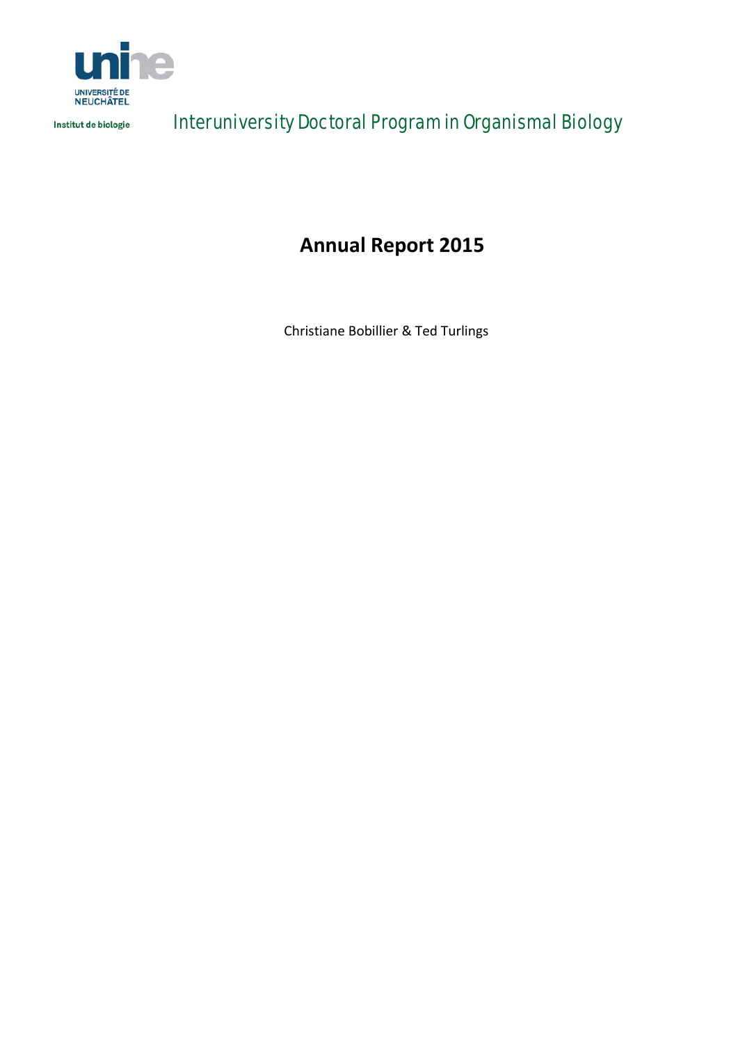UNIVERSITÉ DE NEUCHÂTEL

Institut de biologie

Interuniversity Doctoral Program in Organismal Biology

# Annual Report 2015

Christiane Bobillier & Ted Turlings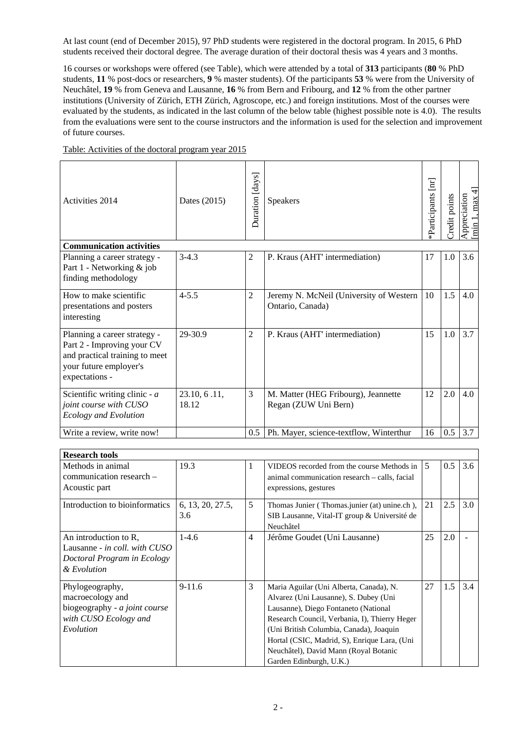At last count (end of December 2015), 97 PhD students were registered in the doctoral program. In 2015, 6 PhD students received their doctoral degree. The average duration of their doctoral thesis was 4 years and 3 months.

16 courses or workshops were offered (see Table), which were attended by a total of **313** participants (**80** % PhD students, **11** % post-docs or researchers, **9** % master students). Of the participants **53** % were from the University of Neuchâtel, **19** % from Geneva and Lausanne, **16** % from Bern and Fribourg, and **12** % from the other partner institutions (University of Zürich, ETH Zürich, Agroscope, etc.) and foreign institutions. Most of the courses were evaluated by the students, as indicated in the last column of the below table (highest possible note is 4.0). The results from the evaluations were sent to the course instructors and the information is used for the selection and improvement of future courses.

Table: Activities of the doctoral program year 2015

| Activities 2014 | Dates (2015) | Duration [days] | Speakers | *Participants [nr] | Credit points | Appreciation [min 1, max 4] |
|---|---|---|---|---|---|---|
| **Communication activities** | | | | | | |
| Planning a career strategy - Part 1 - Networking & job finding methodology | 3-4.3 | 2 | P. Kraus (AHT' intermediation) | 17 | 1.0 | 3.6 |
| How to make scientific presentations and posters interesting | 4-5.5 | 2 | Jeremy N. McNeil (University of Western Ontario, Canada) | 10 | 1.5 | 4.0 |
| Planning a career strategy - Part 2 - Improving your CV and practical training to meet your future employer's expectations - | 29-30.9 | 2 | P. Kraus (AHT' intermediation) | 15 | 1.0 | 3.7 |
| Scientific writing clinic - *a joint course with CUSO Ecology and Evolution* | 23.10, 6 .11, 18.12 | 3 | M. Matter (HEG Fribourg), Jeannette Regan (ZUW Uni Bern) | 12 | 2.0 | 4.0 |
| Write a review, write now! | | 0.5 | Ph. Mayer, science-textflow, Winterthur | 16 | 0.5 | 3.7 |
| **Research tools** | | | | | | |
| Methods in animal communication research – Acoustic part | 19.3 | 1 | VIDEOS recorded from the course Methods in animal communication research – calls, facial expressions, gestures | 5 | 0.5 | 3.6 |
| Introduction to bioinformatics | 6, 13, 20, 27.5, 3.6 | 5 | Thomas Junier ( Thomas.junier (at) unine.ch ), SIB Lausanne, Vital-IT group & Université de Neuchâtel | 21 | 2.5 | 3.0 |
| An introduction to R, Lausanne - *in coll. with CUSO Doctoral Program in Ecology & Evolution* | 1-4.6 | 4 | Jérôme Goudet (Uni Lausanne) | 25 | 2.0 | - |
| Phylogeography, macroecology and biogeography - *a joint course with CUSO Ecology and Evolution* | 9-11.6 | 3 | Maria Aguilar (Uni Alberta, Canada), N. Alvarez (Uni Lausanne), S. Dubey (Uni Lausanne), Diego Fontaneto (National Research Council, Verbania, I), Thierry Heger (Uni British Columbia, Canada), Joaquin Hortal (CSIC, Madrid, S), Enrique Lara, (Uni Neuchâtel), David Mann (Royal Botanic Garden Edinburgh, U.K.) | 27 | 1.5 | 3.4 |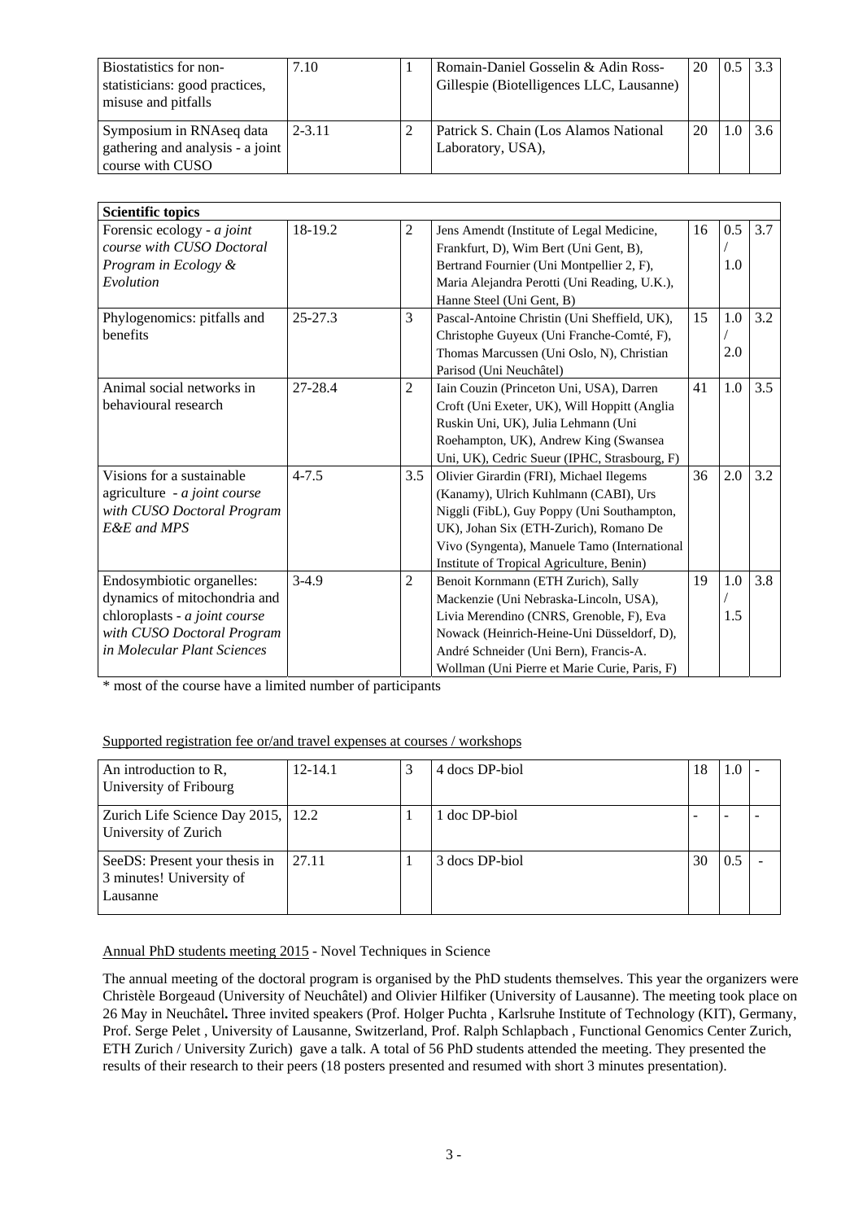| | | | | | | |
|---|---|---|---|---|---|---|
| Biostatistics for non-statisticians: good practices, misuse and pitfalls | 7.10 | 1 | Romain-Daniel Gosselin & Adin Ross-Gillespie (Biotelligences LLC, Lausanne) | 20 | 0.5 | 3.3 |
| Symposium in RNAseq data gathering and analysis - a joint course with CUSO | 2-3.11 | 2 | Patrick S. Chain (Los Alamos National Laboratory, USA), | 20 | 1.0 | 3.6 |

| **Scientific topics** | | | | | | |
|---|---|---|---|---|---|---|
| Forensic ecology - *a joint course with CUSO Doctoral Program in Ecology & Evolution* | 18-19.2 | 2 | Jens Amendt (Institute of Legal Medicine, Frankfurt, D), Wim Bert (Uni Gent, B), Bertrand Fournier (Uni Montpellier 2, F), Maria Alejandra Perotti (Uni Reading, U.K.), Hanne Steel (Uni Gent, B) | 16 | 0.5 / 1.0 | 3.7 |
| Phylogenomics: pitfalls and benefits | 25-27.3 | 3 | Pascal-Antoine Christin (Uni Sheffield, UK), Christophe Guyeux (Uni Franche-Comté, F), Thomas Marcussen (Uni Oslo, N), Christian Parisod (Uni Neuchâtel) | 15 | 1.0 / 2.0 | 3.2 |
| Animal social networks in behavioural research | 27-28.4 | 2 | Iain Couzin (Princeton Uni, USA), Darren Croft (Uni Exeter, UK), Will Hoppitt (Anglia Ruskin Uni, UK), Julia Lehmann (Uni Roehampton, UK), Andrew King (Swansea Uni, UK), Cedric Sueur (IPHC, Strasbourg, F) | 41 | 1.0 | 3.5 |
| Visions for a sustainable agriculture - *a joint course with CUSO Doctoral Program E&E and MPS* | 4-7.5 | 3.5 | Olivier Girardin (FRI), Michael Ilegems (Kanamy), Ulrich Kuhlmann (CABI), Urs Niggli (FibL), Guy Poppy (Uni Southampton, UK), Johan Six (ETH-Zurich), Romano De Vivo (Syngenta), Manuele Tamo (International Institute of Tropical Agriculture, Benin) | 36 | 2.0 | 3.2 |
| Endosymbiotic organelles: dynamics of mitochondria and chloroplasts - *a joint course with CUSO Doctoral Program in Molecular Plant Sciences* | 3-4.9 | 2 | Benoit Kornmann (ETH Zurich), Sally Mackenzie (Uni Nebraska-Lincoln, USA), Livia Merendino (CNRS, Grenoble, F), Eva Nowack (Heinrich-Heine-Uni Düsseldorf, D), André Schneider (Uni Bern), Francis-A. Wollman (Uni Pierre et Marie Curie, Paris, F) | 19 | 1.0 / 1.5 | 3.8 |

* most of the course have a limited number of participants

Supported registration fee or/and travel expenses at courses / workshops

| | | | | | | |
|---|---|---|---|---|---|---|
| An introduction to R, University of Fribourg | 12-14.1 | 3 | 4 docs DP-biol | 18 | 1.0 | - |
| Zurich Life Science Day 2015, University of Zurich | 12.2 | 1 | 1 doc DP-biol | - | - | - |
| SeeDS: Present your thesis in 3 minutes! University of Lausanne | 27.11 | 1 | 3 docs DP-biol | 30 | 0.5 | - |

Annual PhD students meeting 2015 - Novel Techniques in Science

The annual meeting of the doctoral program is organised by the PhD students themselves. This year the organizers were Christèle Borgeaud (University of Neuchâtel) and Olivier Hilfiker (University of Lausanne). The meeting took place on 26 May in Neuchâtel**.** Three invited speakers (Prof. Holger Puchta , Karlsruhe Institute of Technology (KIT), Germany, Prof. Serge Pelet , University of Lausanne, Switzerland, Prof. Ralph Schlapbach , Functional Genomics Center Zurich, ETH Zurich / University Zurich) gave a talk. A total of 56 PhD students attended the meeting. They presented the results of their research to their peers (18 posters presented and resumed with short 3 minutes presentation).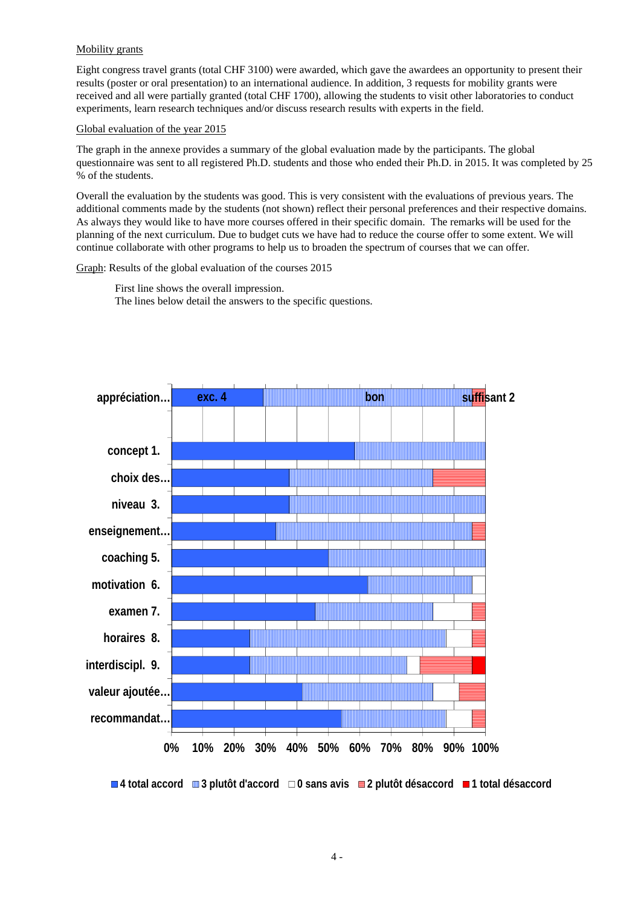Mobility grants

Eight congress travel grants (total CHF 3100) were awarded, which gave the awardees an opportunity to present their results (poster or oral presentation) to an international audience. In addition, 3 requests for mobility grants were received and all were partially granted (total CHF 1700), allowing the students to visit other laboratories to conduct experiments, learn research techniques and/or discuss research results with experts in the field.

Global evaluation of the year 2015

The graph in the annexe provides a summary of the global evaluation made by the participants. The global questionnaire was sent to all registered Ph.D. students and those who ended their Ph.D. in 2015. It was completed by 25 % of the students.

Overall the evaluation by the students was good. This is very consistent with the evaluations of previous years. The additional comments made by the students (not shown) reflect their personal preferences and their respective domains. As always they would like to have more courses offered in their specific domain. The remarks will be used for the planning of the next curriculum. Due to budget cuts we have had to reduce the course offer to some extent. We will continue collaborate with other programs to help us to broaden the spectrum of courses that we can offer.

Graph: Results of the global evaluation of the courses 2015

First line shows the overall impression.
The lines below detail the answers to the specific questions.

appréciation… exc. 4 bon suffisant 2
concept 1.
choix des…
niveau 3.
enseignement…
coaching 5.
motivation 6.
examen 7.
horaires 8.
interdiscipl. 9.
valeur ajoutée…
recommandat…

0% 10% 20% 30% 40% 50% 60% 70% 80% 90% 100%

4 total accord 3 plutôt d'accord 0 sans avis 2 plutôt désaccord 1 total désaccord